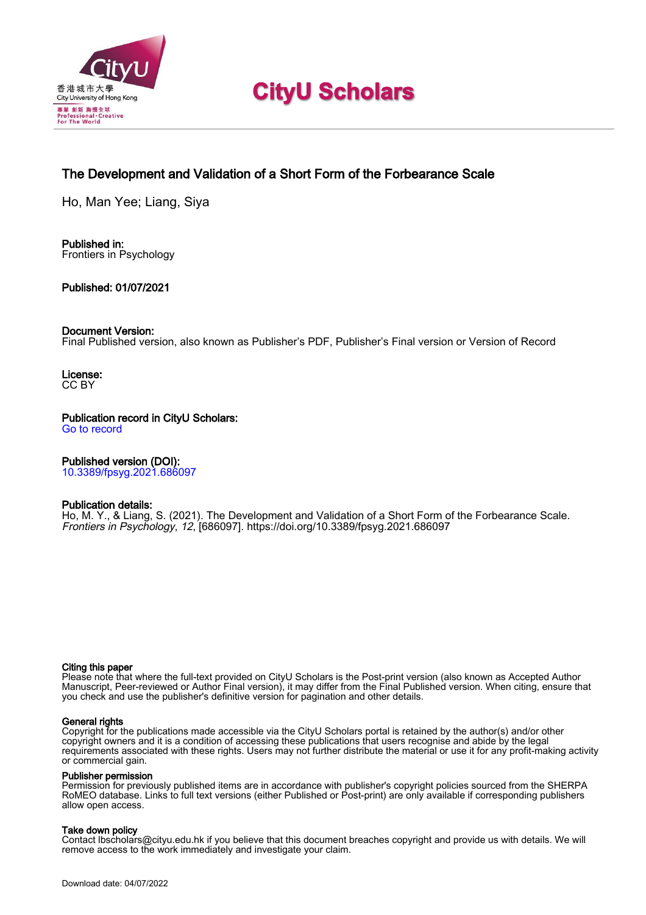# CityU Scholars

## The Development and Validation of a Short Form of the Forbearance Scale

Ho, Man Yee; Liang, Siya

**Published in:**
Frontiers in Psychology

**Published: 01/07/2021**

**Document Version:**
Final Published version, also known as Publisher's PDF, Publisher's Final version or Version of Record

**License:**
CC BY

**Publication record in CityU Scholars:**
Go to record

**Published version (DOI):**
10.3389/fpsyg.2021.686097

**Publication details:**
Ho, M. Y., & Liang, S. (2021). The Development and Validation of a Short Form of the Forbearance Scale. *Frontiers in Psychology*, *12*, [686097]. https://doi.org/10.3389/fpsyg.2021.686097

**Citing this paper**
Please note that where the full-text provided on CityU Scholars is the Post-print version (also known as Accepted Author Manuscript, Peer-reviewed or Author Final version), it may differ from the Final Published version. When citing, ensure that you check and use the publisher's definitive version for pagination and other details.

**General rights**
Copyright for the publications made accessible via the CityU Scholars portal is retained by the author(s) and/or other copyright owners and it is a condition of accessing these publications that users recognise and abide by the legal requirements associated with these rights. Users may not further distribute the material or use it for any profit-making activity or commercial gain.

**Publisher permission**
Permission for previously published items are in accordance with publisher's copyright policies sourced from the SHERPA RoMEO database. Links to full text versions (either Published or Post-print) are only available if corresponding publishers allow open access.

**Take down policy**
Contact lbscholars@cityu.edu.hk if you believe that this document breaches copyright and provide us with details. We will remove access to the work immediately and investigate your claim.

Download date: 04/07/2022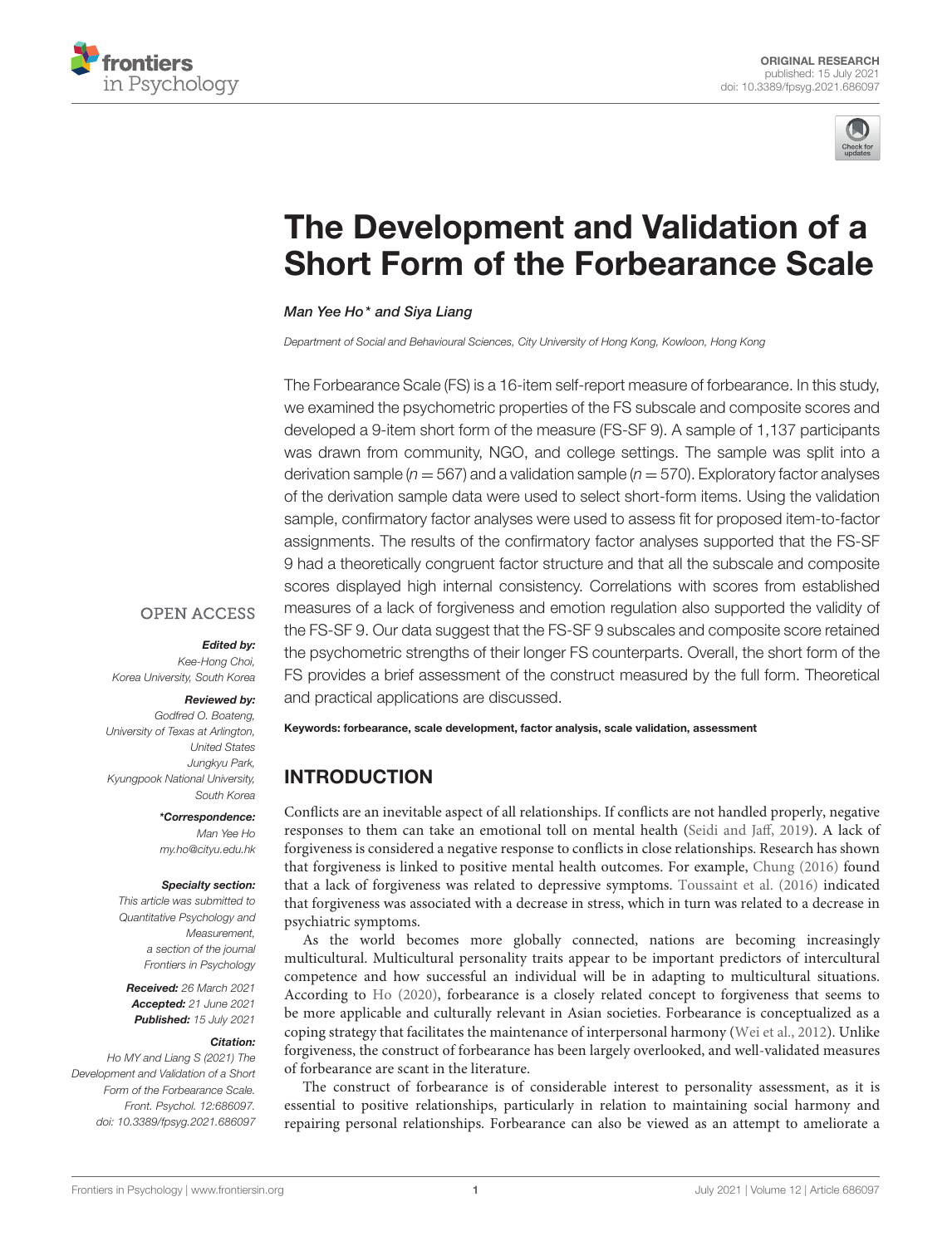# The Development and Validation of a Short Form of the Forbearance Scale

*Man Yee Ho\* and Siya Liang*

*Department of Social and Behavioural Sciences, City University of Hong Kong, Kowloon, Hong Kong*

The Forbearance Scale (FS) is a 16-item self-report measure of forbearance. In this study, we examined the psychometric properties of the FS subscale and composite scores and developed a 9-item short form of the measure (FS-SF 9). A sample of 1,137 participants was drawn from community, NGO, and college settings. The sample was split into a derivation sample ($n = 567$) and a validation sample ($n = 570$). Exploratory factor analyses of the derivation sample data were used to select short-form items. Using the validation sample, confirmatory factor analyses were used to assess fit for proposed item-to-factor assignments. The results of the confirmatory factor analyses supported that the FS-SF 9 had a theoretically congruent factor structure and that all the subscale and composite scores displayed high internal consistency. Correlations with scores from established measures of a lack of forgiveness and emotion regulation also supported the validity of the FS-SF 9. Our data suggest that the FS-SF 9 subscales and composite score retained the psychometric strengths of their longer FS counterparts. Overall, the short form of the FS provides a brief assessment of the construct measured by the full form. Theoretical and practical applications are discussed.

**Keywords: forbearance, scale development, factor analysis, scale validation, assessment**

OPEN ACCESS

***Edited by:***
*Kee-Hong Choi,*
*Korea University, South Korea*

***Reviewed by:***
*Godfred O. Boateng,*
*University of Texas at Arlington, United States*
*Jungkyu Park,*
*Kyungpook National University, South Korea*

***\*Correspondence:***
*Man Yee Ho*
*my.ho@cityu.edu.hk*

***Specialty section:***
*This article was submitted to Quantitative Psychology and Measurement, a section of the journal Frontiers in Psychology*

***Received:*** *26 March 2021*
***Accepted:*** *21 June 2021*
***Published:*** *15 July 2021*

***Citation:***
*Ho MY and Liang S (2021) The Development and Validation of a Short Form of the Forbearance Scale. Front. Psychol. 12:686097. doi: 10.3389/fpsyg.2021.686097*

## INTRODUCTION

Conflicts are an inevitable aspect of all relationships. If conflicts are not handled properly, negative responses to them can take an emotional toll on mental health (Seidi and Jaff, 2019). A lack of forgiveness is considered a negative response to conflicts in close relationships. Research has shown that forgiveness is linked to positive mental health outcomes. For example, Chung (2016) found that a lack of forgiveness was related to depressive symptoms. Toussaint et al. (2016) indicated that forgiveness was associated with a decrease in stress, which in turn was related to a decrease in psychiatric symptoms.

As the world becomes more globally connected, nations are becoming increasingly multicultural. Multicultural personality traits appear to be important predictors of intercultural competence and how successful an individual will be in adapting to multicultural situations. According to Ho (2020), forbearance is a closely related concept to forgiveness that seems to be more applicable and culturally relevant in Asian societies. Forbearance is conceptualized as a coping strategy that facilitates the maintenance of interpersonal harmony (Wei et al., 2012). Unlike forgiveness, the construct of forbearance has been largely overlooked, and well-validated measures of forbearance are scant in the literature.

The construct of forbearance is of considerable interest to personality assessment, as it is essential to positive relationships, particularly in relation to maintaining social harmony and repairing personal relationships. Forbearance can also be viewed as an attempt to ameliorate a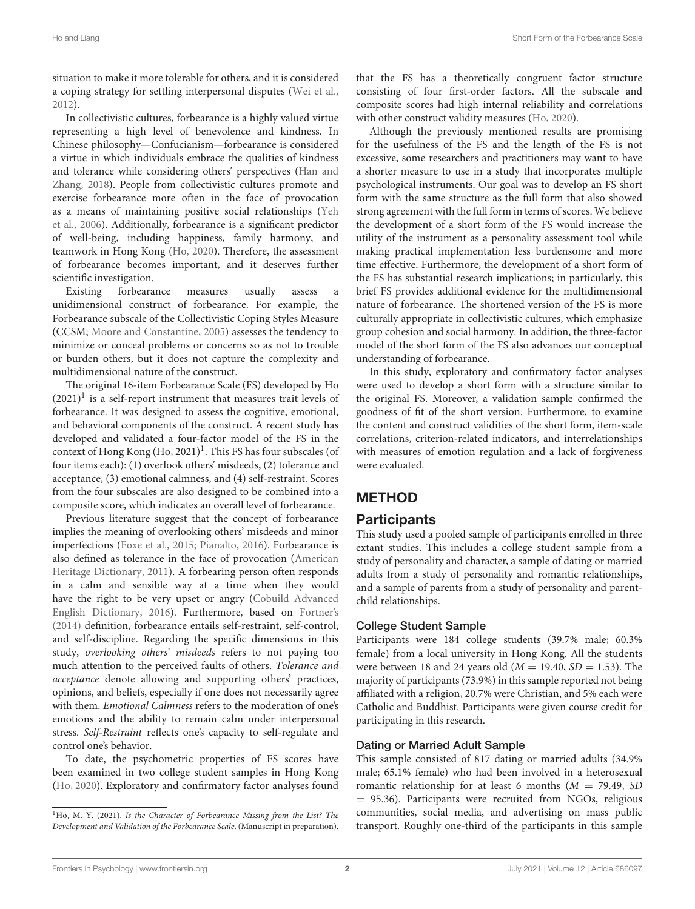situation to make it more tolerable for others, and it is considered a coping strategy for settling interpersonal disputes (Wei et al., 2012).

In collectivistic cultures, forbearance is a highly valued virtue representing a high level of benevolence and kindness. In Chinese philosophy—Confucianism—forbearance is considered a virtue in which individuals embrace the qualities of kindness and tolerance while considering others' perspectives (Han and Zhang, 2018). People from collectivistic cultures promote and exercise forbearance more often in the face of provocation as a means of maintaining positive social relationships (Yeh et al., 2006). Additionally, forbearance is a significant predictor of well-being, including happiness, family harmony, and teamwork in Hong Kong (Ho, 2020). Therefore, the assessment of forbearance becomes important, and it deserves further scientific investigation.

Existing forbearance measures usually assess a unidimensional construct of forbearance. For example, the Forbearance subscale of the Collectivistic Coping Styles Measure (CCSM; Moore and Constantine, 2005) assesses the tendency to minimize or conceal problems or concerns so as not to trouble or burden others, but it does not capture the complexity and multidimensional nature of the construct.

The original 16-item Forbearance Scale (FS) developed by Ho (2021)[1] is a self-report instrument that measures trait levels of forbearance. It was designed to assess the cognitive, emotional, and behavioral components of the construct. A recent study has developed and validated a four-factor model of the FS in the context of Hong Kong (Ho, 2021)[1]. This FS has four subscales (of four items each): (1) overlook others' misdeeds, (2) tolerance and acceptance, (3) emotional calmness, and (4) self-restraint. Scores from the four subscales are also designed to be combined into a composite score, which indicates an overall level of forbearance.

Previous literature suggest that the concept of forbearance implies the meaning of overlooking others' misdeeds and minor imperfections (Foxe et al., 2015; Pianalto, 2016). Forbearance is also defined as tolerance in the face of provocation (American Heritage Dictionary, 2011). A forbearing person often responds in a calm and sensible way at a time when they would have the right to be very upset or angry (Cobuild Advanced English Dictionary, 2016). Furthermore, based on Fortner's (2014) definition, forbearance entails self-restraint, self-control, and self-discipline. Regarding the specific dimensions in this study, *overlooking others' misdeeds* refers to not paying too much attention to the perceived faults of others. *Tolerance and acceptance* denote allowing and supporting others' practices, opinions, and beliefs, especially if one does not necessarily agree with them. *Emotional Calmness* refers to the moderation of one's emotions and the ability to remain calm under interpersonal stress. *Self-Restraint* reflects one's capacity to self-regulate and control one's behavior.

To date, the psychometric properties of FS scores have been examined in two college student samples in Hong Kong (Ho, 2020). Exploratory and confirmatory factor analyses found that the FS has a theoretically congruent factor structure consisting of four first-order factors. All the subscale and composite scores had high internal reliability and correlations with other construct validity measures (Ho, 2020).

Although the previously mentioned results are promising for the usefulness of the FS and the length of the FS is not excessive, some researchers and practitioners may want to have a shorter measure to use in a study that incorporates multiple psychological instruments. Our goal was to develop an FS short form with the same structure as the full form that also showed strong agreement with the full form in terms of scores. We believe the development of a short form of the FS would increase the utility of the instrument as a personality assessment tool while making practical implementation less burdensome and more time effective. Furthermore, the development of a short form of the FS has substantial research implications; in particularly, this brief FS provides additional evidence for the multidimensional nature of forbearance. The shortened version of the FS is more culturally appropriate in collectivistic cultures, which emphasize group cohesion and social harmony. In addition, the three-factor model of the short form of the FS also advances our conceptual understanding of forbearance.

In this study, exploratory and confirmatory factor analyses were used to develop a short form with a structure similar to the original FS. Moreover, a validation sample confirmed the goodness of fit of the short version. Furthermore, to examine the content and construct validities of the short form, item-scale correlations, criterion-related indicators, and interrelationships with measures of emotion regulation and a lack of forgiveness were evaluated.

## METHOD

### Participants

This study used a pooled sample of participants enrolled in three extant studies. This includes a college student sample from a study of personality and character, a sample of dating or married adults from a study of personality and romantic relationships, and a sample of parents from a study of personality and parent-child relationships.

#### College Student Sample

Participants were 184 college students (39.7% male; 60.3% female) from a local university in Hong Kong. All the students were between 18 and 24 years old ($M = 19.40$, $SD = 1.53$). The majority of participants (73.9%) in this sample reported not being affiliated with a religion, 20.7% were Christian, and 5% each were Catholic and Buddhist. Participants were given course credit for participating in this research.

#### Dating or Married Adult Sample

This sample consisted of 817 dating or married adults (34.9% male; 65.1% female) who had been involved in a heterosexual romantic relationship for at least 6 months ($M = 79.49$, $SD = 95.36$). Participants were recruited from NGOs, religious communities, social media, and advertising on mass public transport. Roughly one-third of the participants in this sample

[1] Ho, M. Y. (2021). *Is the Character of Forbearance Missing from the List? The Development and Validation of the Forbearance Scale*. (Manuscript in preparation).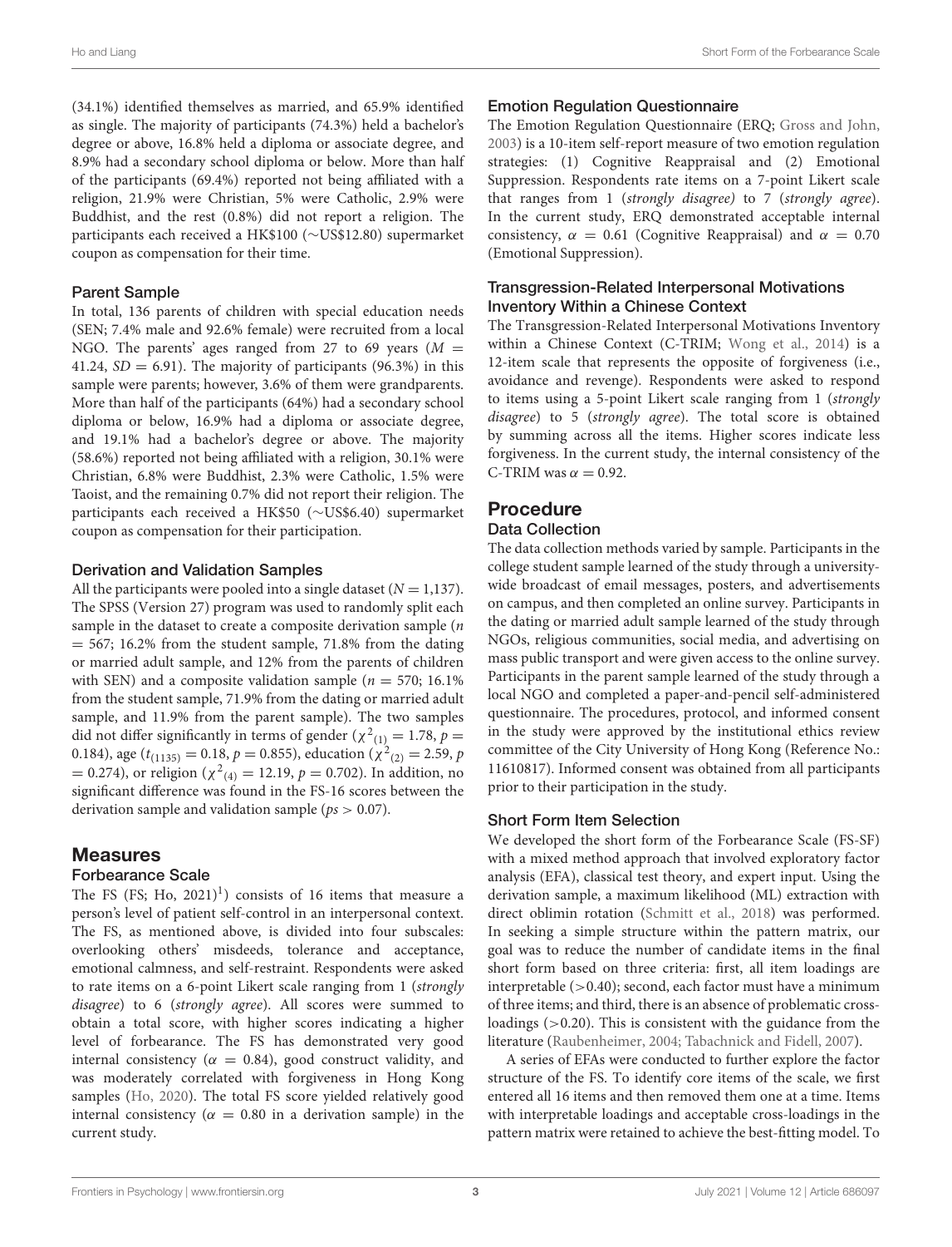(34.1%) identified themselves as married, and 65.9% identified as single. The majority of participants (74.3%) held a bachelor's degree or above, 16.8% held a diploma or associate degree, and 8.9% had a secondary school diploma or below. More than half of the participants (69.4%) reported not being affiliated with a religion, 21.9% were Christian, 5% were Catholic, 2.9% were Buddhist, and the rest (0.8%) did not report a religion. The participants each received a HK$100 (∼US$12.80) supermarket coupon as compensation for their time.

### Parent Sample

In total, 136 parents of children with special education needs (SEN; 7.4% male and 92.6% female) were recruited from a local NGO. The parents' ages ranged from 27 to 69 years ($M = 41.24$, $SD = 6.91$). The majority of participants (96.3%) in this sample were parents; however, 3.6% of them were grandparents. More than half of the participants (64%) had a secondary school diploma or below, 16.9% had a diploma or associate degree, and 19.1% had a bachelor's degree or above. The majority (58.6%) reported not being affiliated with a religion, 30.1% were Christian, 6.8% were Buddhist, 2.3% were Catholic, 1.5% were Taoist, and the remaining 0.7% did not report their religion. The participants each received a HK$50 (∼US$6.40) supermarket coupon as compensation for their participation.

### Derivation and Validation Samples

All the participants were pooled into a single dataset ($N = 1,137$). The SPSS (Version 27) program was used to randomly split each sample in the dataset to create a composite derivation sample ($n = 567$; 16.2% from the student sample, 71.8% from the dating or married adult sample, and 12% from the parents of children with SEN) and a composite validation sample ($n = 570$; 16.1% from the student sample, 71.9% from the dating or married adult sample, and 11.9% from the parent sample). The two samples did not differ significantly in terms of gender ($\chi^2_{(1)} = 1.78$, $p = 0.184$), age ($t_{(1135)} = 0.18$, $p = 0.855$), education ($\chi^2_{(2)} = 2.59$, $p = 0.274$), or religion ($\chi^2_{(4)} = 12.19$, $p = 0.702$). In addition, no significant difference was found in the FS-16 scores between the derivation sample and validation sample ($ps > 0.07$).

## Measures

### Forbearance Scale

The FS (FS; Ho, 2021)[1] consists of 16 items that measure a person's level of patient self-control in an interpersonal context. The FS, as mentioned above, is divided into four subscales: overlooking others' misdeeds, tolerance and acceptance, emotional calmness, and self-restraint. Respondents were asked to rate items on a 6-point Likert scale ranging from 1 (*strongly disagree*) to 6 (*strongly agree*). All scores were summed to obtain a total score, with higher scores indicating a higher level of forbearance. The FS has demonstrated very good internal consistency ($\alpha = 0.84$), good construct validity, and was moderately correlated with forgiveness in Hong Kong samples (Ho, 2020). The total FS score yielded relatively good internal consistency ($\alpha = 0.80$ in a derivation sample) in the current study.

### Emotion Regulation Questionnaire

The Emotion Regulation Questionnaire (ERQ; Gross and John, 2003) is a 10-item self-report measure of two emotion regulation strategies: (1) Cognitive Reappraisal and (2) Emotional Suppression. Respondents rate items on a 7-point Likert scale that ranges from 1 (*strongly disagree)* to 7 (*strongly agree*). In the current study, ERQ demonstrated acceptable internal consistency, $\alpha = 0.61$ (Cognitive Reappraisal) and $\alpha = 0.70$ (Emotional Suppression).

### Transgression-Related Interpersonal Motivations Inventory Within a Chinese Context

The Transgression-Related Interpersonal Motivations Inventory within a Chinese Context (C-TRIM; Wong et al., 2014) is a 12-item scale that represents the opposite of forgiveness (i.e., avoidance and revenge). Respondents were asked to respond to items using a 5-point Likert scale ranging from 1 (*strongly disagree*) to 5 (*strongly agree*). The total score is obtained by summing across all the items. Higher scores indicate less forgiveness. In the current study, the internal consistency of the C-TRIM was $\alpha = 0.92$.

## Procedure

### Data Collection

The data collection methods varied by sample. Participants in the college student sample learned of the study through a university-wide broadcast of email messages, posters, and advertisements on campus, and then completed an online survey. Participants in the dating or married adult sample learned of the study through NGOs, religious communities, social media, and advertising on mass public transport and were given access to the online survey. Participants in the parent sample learned of the study through a local NGO and completed a paper-and-pencil self-administered questionnaire. The procedures, protocol, and informed consent in the study were approved by the institutional ethics review committee of the City University of Hong Kong (Reference No.: 11610817). Informed consent was obtained from all participants prior to their participation in the study.

### Short Form Item Selection

We developed the short form of the Forbearance Scale (FS-SF) with a mixed method approach that involved exploratory factor analysis (EFA), classical test theory, and expert input. Using the derivation sample, a maximum likelihood (ML) extraction with direct oblimin rotation (Schmitt et al., 2018) was performed. In seeking a simple structure within the pattern matrix, our goal was to reduce the number of candidate items in the final short form based on three criteria: first, all item loadings are interpretable (>0.40); second, each factor must have a minimum of three items; and third, there is an absence of problematic cross-loadings (>0.20). This is consistent with the guidance from the literature (Raubenheimer, 2004; Tabachnick and Fidell, 2007).

A series of EFAs were conducted to further explore the factor structure of the FS. To identify core items of the scale, we first entered all 16 items and then removed them one at a time. Items with interpretable loadings and acceptable cross-loadings in the pattern matrix were retained to achieve the best-fitting model. To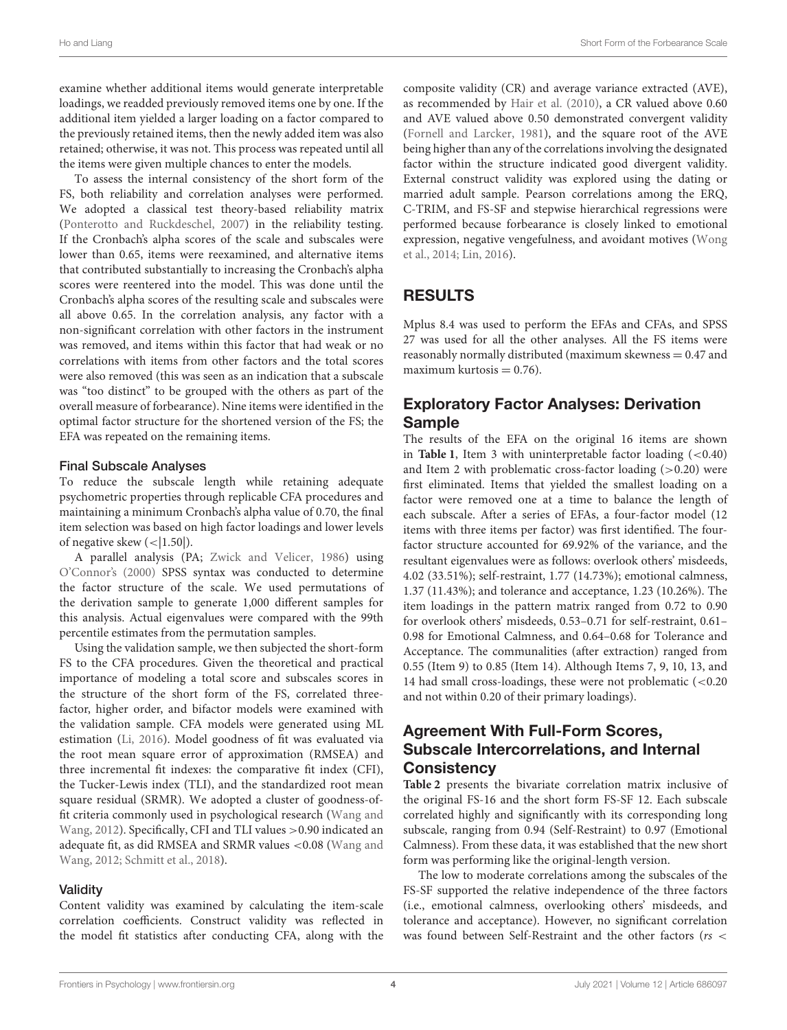examine whether additional items would generate interpretable loadings, we readded previously removed items one by one. If the additional item yielded a larger loading on a factor compared to the previously retained items, then the newly added item was also retained; otherwise, it was not. This process was repeated until all the items were given multiple chances to enter the models.

To assess the internal consistency of the short form of the FS, both reliability and correlation analyses were performed. We adopted a classical test theory-based reliability matrix (Ponterotto and Ruckdeschel, 2007) in the reliability testing. If the Cronbach's alpha scores of the scale and subscales were lower than 0.65, items were reexamined, and alternative items that contributed substantially to increasing the Cronbach's alpha scores were reentered into the model. This was done until the Cronbach's alpha scores of the resulting scale and subscales were all above 0.65. In the correlation analysis, any factor with a non-significant correlation with other factors in the instrument was removed, and items within this factor that had weak or no correlations with items from other factors and the total scores were also removed (this was seen as an indication that a subscale was "too distinct" to be grouped with the others as part of the overall measure of forbearance). Nine items were identified in the optimal factor structure for the shortened version of the FS; the EFA was repeated on the remaining items.

### Final Subscale Analyses

To reduce the subscale length while retaining adequate psychometric properties through replicable CFA procedures and maintaining a minimum Cronbach's alpha value of 0.70, the final item selection was based on high factor loadings and lower levels of negative skew ($<|1.50|$).

A parallel analysis (PA; Zwick and Velicer, 1986) using O'Connor's (2000) SPSS syntax was conducted to determine the factor structure of the scale. We used permutations of the derivation sample to generate 1,000 different samples for this analysis. Actual eigenvalues were compared with the 99th percentile estimates from the permutation samples.

Using the validation sample, we then subjected the short-form FS to the CFA procedures. Given the theoretical and practical importance of modeling a total score and subscales scores in the structure of the short form of the FS, correlated three-factor, higher order, and bifactor models were examined with the validation sample. CFA models were generated using ML estimation (Li, 2016). Model goodness of fit was evaluated via the root mean square error of approximation (RMSEA) and three incremental fit indexes: the comparative fit index (CFI), the Tucker-Lewis index (TLI), and the standardized root mean square residual (SRMR). We adopted a cluster of goodness-of-fit criteria commonly used in psychological research (Wang and Wang, 2012). Specifically, CFI and TLI values >0.90 indicated an adequate fit, as did RMSEA and SRMR values <0.08 (Wang and Wang, 2012; Schmitt et al., 2018).

### Validity

Content validity was examined by calculating the item-scale correlation coefficients. Construct validity was reflected in the model fit statistics after conducting CFA, along with the composite validity (CR) and average variance extracted (AVE), as recommended by Hair et al. (2010), a CR valued above 0.60 and AVE valued above 0.50 demonstrated convergent validity (Fornell and Larcker, 1981), and the square root of the AVE being higher than any of the correlations involving the designated factor within the structure indicated good divergent validity. External construct validity was explored using the dating or married adult sample. Pearson correlations among the ERQ, C-TRIM, and FS-SF and stepwise hierarchical regressions were performed because forbearance is closely linked to emotional expression, negative vengefulness, and avoidant motives (Wong et al., 2014; Lin, 2016).

# RESULTS

Mplus 8.4 was used to perform the EFAs and CFAs, and SPSS 27 was used for all the other analyses. All the FS items were reasonably normally distributed (maximum skewness = 0.47 and maximum kurtosis = 0.76).

## Exploratory Factor Analyses: Derivation Sample

The results of the EFA on the original 16 items are shown in **Table 1**, Item 3 with uninterpretable factor loading (<0.40) and Item 2 with problematic cross-factor loading (>0.20) were first eliminated. Items that yielded the smallest loading on a factor were removed one at a time to balance the length of each subscale. After a series of EFAs, a four-factor model (12 items with three items per factor) was first identified. The four-factor structure accounted for 69.92% of the variance, and the resultant eigenvalues were as follows: overlook others' misdeeds, 4.02 (33.51%); self-restraint, 1.77 (14.73%); emotional calmness, 1.37 (11.43%); and tolerance and acceptance, 1.23 (10.26%). The item loadings in the pattern matrix ranged from 0.72 to 0.90 for overlook others' misdeeds, 0.53–0.71 for self-restraint, 0.61–0.98 for Emotional Calmness, and 0.64–0.68 for Tolerance and Acceptance. The communalities (after extraction) ranged from 0.55 (Item 9) to 0.85 (Item 14). Although Items 7, 9, 10, 13, and 14 had small cross-loadings, these were not problematic (<0.20 and not within 0.20 of their primary loadings).

## Agreement With Full-Form Scores, Subscale Intercorrelations, and Internal Consistency

**Table 2** presents the bivariate correlation matrix inclusive of the original FS-16 and the short form FS-SF 12. Each subscale correlated highly and significantly with its corresponding long subscale, ranging from 0.94 (Self-Restraint) to 0.97 (Emotional Calmness). From these data, it was established that the new short form was performing like the original-length version.

The low to moderate correlations among the subscales of the FS-SF supported the relative independence of the three factors (i.e., emotional calmness, overlooking others' misdeeds, and tolerance and acceptance). However, no significant correlation was found between Self-Restraint and the other factors (*rs* <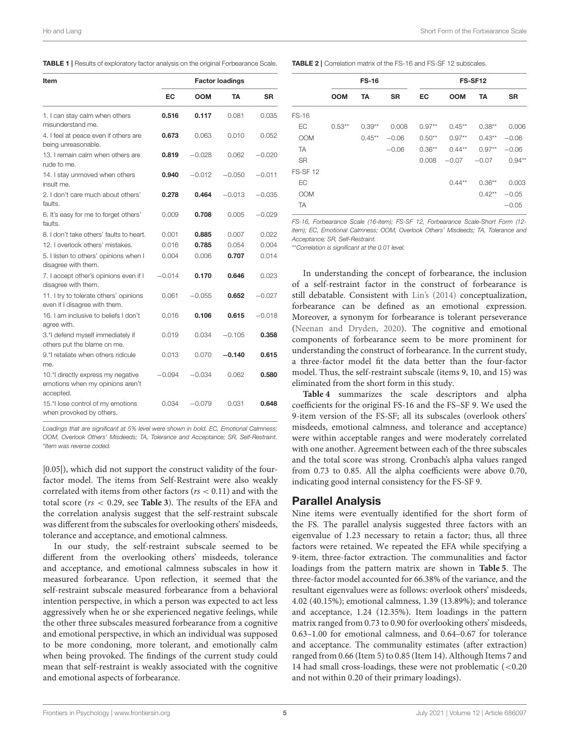**TABLE 1 |** Results of exploratory factor analysis on the original Forbearance Scale.

| Item | Factor loadings | | | |
|---|---|---|---|---|
| | **EC** | **OOM** | **TA** | **SR** |
| 1. I can stay calm when others misunderstand me. | **0.516** | **0.117** | 0.081 | 0.035 |
| 4. I feel at peace even if others are being unreasonable. | **0.673** | 0.063 | 0.010 | 0.052 |
| 13. I remain calm when others are rude to me. | **0.819** | −0.028 | 0.062 | −0.020 |
| 14. I stay unmoved when others insult me. | **0.940** | −0.012 | −0.050 | −0.011 |
| 2. I don't care much about others' faults. | **0.278** | **0.464** | −0.013 | −0.035 |
| 6. It's easy for me to forget others' faults. | 0.009 | **0.708** | 0.005 | −0.029 |
| 8. I don't take others' faults to heart. | 0.001 | **0.885** | 0.007 | 0.022 |
| 12. I overlook others' mistakes. | 0.016 | **0.785** | 0.054 | 0.004 |
| 5. I listen to others' opinions when I disagree with them. | 0.004 | 0.006 | **0.707** | 0.014 |
| 7. I accept other's opinions even if I disagree with them. | −0.014 | **0.170** | **0.646** | 0.023 |
| 11. I try to tolerate others' opinions even if I disagree with them. | 0.061 | −0.055 | **0.652** | −0.027 |
| 16. I am inclusive to beliefs I don't agree with. | 0.016 | **0.106** | **0.615** | −0.018 |
| 3.*I defend myself immediately if others put the blame on me. | 0.019 | 0.034 | −0.105 | **0.358** |
| 9.*I retaliate when others ridicule me. | 0.013 | 0.070 | **−0.140** | **0.615** |
| 10.*I directly express my negative emotions when my opinions aren't accepted. | −0.094 | −0.034 | 0.062 | **0.580** |
| 15.*I lose control of my emotions when provoked by others. | 0.034 | −0.079 | 0.031 | **0.648** |

*Loadings that are significant at 5% level were shown in bold. EC, Emotional Calmness; OOM, Overlook Others' Misdeeds; TA, Tolerance and Acceptance; SR, Self-Restraint.*
*\*Item was reverse coded.*

|0.05|), which did not support the construct validity of the four-factor model. The items from Self-Restraint were also weakly correlated with items from other factors ($rs < 0.11$) and with the total score ($rs < 0.29$, see **Table 3**). The results of the EFA and the correlation analysis suggest that the self-restraint subscale was different from the subscales for overlooking others' misdeeds, tolerance and acceptance, and emotional calmness.

In our study, the self-restraint subscale seemed to be different from the overlooking others' misdeeds, tolerance and acceptance, and emotional calmness subscales in how it measured forbearance. Upon reflection, it seemed that the self-restraint subscale measured forbearance from a behavioral intention perspective, in which a person was expected to act less aggressively when he or she experienced negative feelings, while the other three subscales measured forbearance from a cognitive and emotional perspective, in which an individual was supposed to be more condoning, more tolerant, and emotionally calm when being provoked. The findings of the current study could mean that self-restraint is weakly associated with the cognitive and emotional aspects of forbearance.

**TABLE 2 |** Correlation matrix of the FS-16 and FS-SF 12 subscales.

| | FS-16 | | | FS-SF12 | | | |
|---|---|---|---|---|---|---|---|
| | **OOM** | **TA** | **SR** | **EC** | **OOM** | **TA** | **SR** |
| FS-16 | | | | | | | |
| EC | 0.53** | 0.39** | 0.008 | 0.97** | 0.45** | 0.38** | 0.006 |
| OOM | | 0.45** | −0.06 | 0.50** | 0.97** | 0.43** | −0.06 |
| TA | | | −0.06 | 0.36** | 0.44** | 0.97** | −0.06 |
| SR | | | | 0.008 | −0.07 | −0.07 | 0.94** |
| FS-SF 12 | | | | | | | |
| EC | | | | | 0.44** | 0.36** | 0.003 |
| OOM | | | | | | 0.42** | −0.05 |
| TA | | | | | | | −0.05 |

*FS-16, Forbearance Scale (16-item); FS-SF 12, Forbearance Scale-Short Form (12-item); EC, Emotional Calmness; OOM, Overlook Others' Misdeeds; TA, Tolerance and Acceptance; SR, Self-Restraint.*
*\*\*Correlation is significant at the 0.01 level.*

In understanding the concept of forbearance, the inclusion of a self-restraint factor in the construct of forbearance is still debatable. Consistent with Lin's (2014) conceptualization, forbearance can be defined as an emotional expression. Moreover, a synonym for forbearance is tolerant perseverance (Neenan and Dryden, 2020). The cognitive and emotional components of forbearance seem to be more prominent for understanding the construct of forbearance. In the current study, a three-factor model fit the data better than the four-factor model. Thus, the self-restraint subscale (items 9, 10, and 15) was eliminated from the short form in this study.

**Table 4** summarizes the scale descriptors and alpha coefficients for the original FS-16 and the FS–SF 9. We used the 9-item version of the FS-SF; all its subscales (overlook others' misdeeds, emotional calmness, and tolerance and acceptance) were within acceptable ranges and were moderately correlated with one another. Agreement between each of the three subscales and the total score was strong. Cronbach's alpha values ranged from 0.73 to 0.85. All the alpha coefficients were above 0.70, indicating good internal consistency for the FS-SF 9.

## Parallel Analysis

Nine items were eventually identified for the short form of the FS. The parallel analysis suggested three factors with an eigenvalue of 1.23 necessary to retain a factor; thus, all three factors were retained. We repeated the EFA while specifying a 9-item, three-factor extraction. The communalities and factor loadings from the pattern matrix are shown in **Table 5**. The three-factor model accounted for 66.38% of the variance, and the resultant eigenvalues were as follows: overlook others' misdeeds, 4.02 (40.15%); emotional calmness, 1.39 (13.89%); and tolerance and acceptance, 1.24 (12.35%). Item loadings in the pattern matrix ranged from 0.73 to 0.90 for overlooking others' misdeeds, 0.63–1.00 for emotional calmness, and 0.64–0.67 for tolerance and acceptance. The communality estimates (after extraction) ranged from 0.66 (Item 5) to 0.85 (Item 14). Although Items 7 and 14 had small cross-loadings, these were not problematic (<0.20 and not within 0.20 of their primary loadings).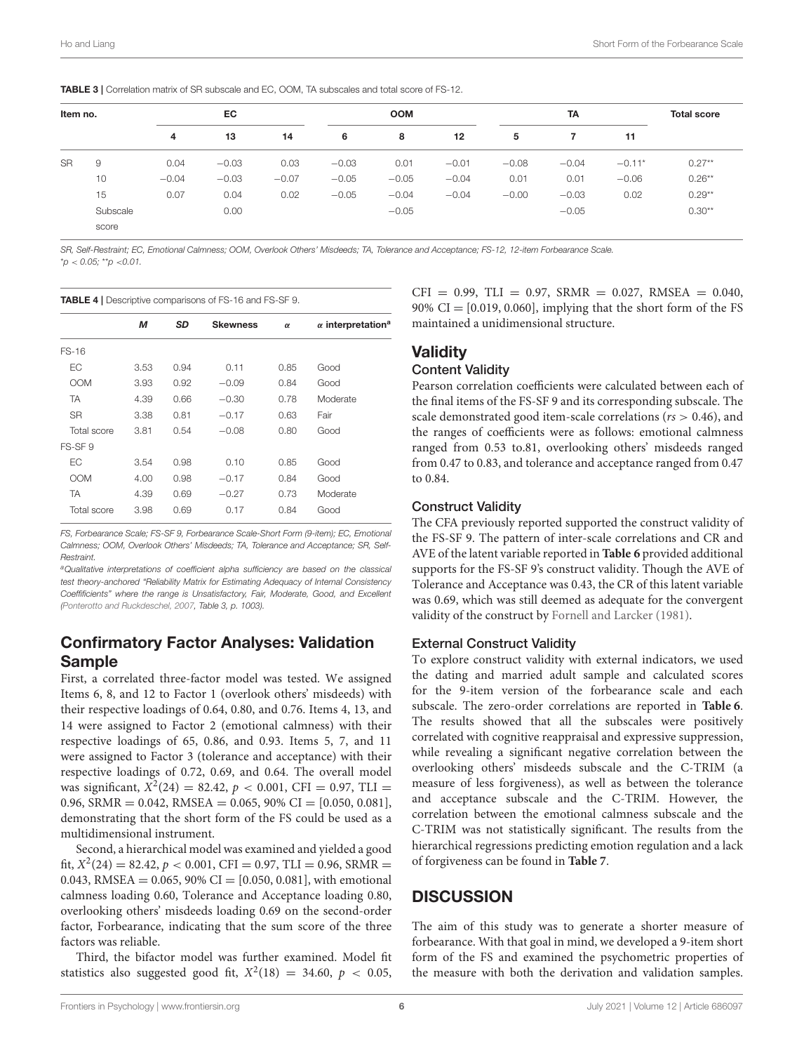**TABLE 3 |** Correlation matrix of SR subscale and EC, OOM, TA subscales and total score of FS-12.

| Item no. | | EC | | | OOM | | | TA | | | Total score |
|---|---|---|---|---|---|---|---|---|---|---|---|
| | | 4 | 13 | 14 | 6 | 8 | 12 | 5 | 7 | 11 | |
| SR | 9 | 0.04 | −0.03 | 0.03 | −0.03 | 0.01 | −0.01 | −0.08 | −0.04 | −0.11* | 0.27** |
| | 10 | −0.04 | −0.03 | −0.07 | −0.05 | −0.05 | −0.04 | 0.01 | 0.01 | −0.06 | 0.26** |
| | 15 | 0.07 | 0.04 | 0.02 | −0.05 | −0.04 | −0.04 | −0.00 | −0.03 | 0.02 | 0.29** |
| | Subscale score | | 0.00 | | | −0.05 | | | −0.05 | | 0.30** |

*SR, Self-Restraint; EC, Emotional Calmness; OOM, Overlook Others' Misdeeds; TA, Tolerance and Acceptance; FS-12, 12-item Forbearance Scale.*
*$^{*}p < 0.05$; $^{**}p < 0.01$.*

**TABLE 4 |** Descriptive comparisons of FS-16 and FS-SF 9.

| | *M* | *SD* | Skewness | *α* | *α* interpretation[a] |
|---|---|---|---|---|---|
| FS-16 | | | | | |
| EC | 3.53 | 0.94 | 0.11 | 0.85 | Good |
| OOM | 3.93 | 0.92 | −0.09 | 0.84 | Good |
| TA | 4.39 | 0.66 | −0.30 | 0.78 | Moderate |
| SR | 3.38 | 0.81 | −0.17 | 0.63 | Fair |
| Total score | 3.81 | 0.54 | −0.08 | 0.80 | Good |
| FS-SF 9 | | | | | |
| EC | 3.54 | 0.98 | 0.10 | 0.85 | Good |
| OOM | 4.00 | 0.98 | −0.17 | 0.84 | Good |
| TA | 4.39 | 0.69 | −0.27 | 0.73 | Moderate |
| Total score | 3.98 | 0.69 | 0.17 | 0.84 | Good |

*FS, Forbearance Scale; FS-SF 9, Forbearance Scale-Short Form (9-item); EC, Emotional Calmness; OOM, Overlook Others' Misdeeds; TA, Tolerance and Acceptance; SR, Self-Restraint.*

[a]*Qualitative interpretations of coefficient alpha sufficiency are based on the classical test theory-anchored "Reliability Matrix for Estimating Adequacy of Internal Consistency Coefficients" where the range is Unsatisfactory, Fair, Moderate, Good, and Excellent (Ponterotto and Ruckdeschel, 2007, Table 3, p. 1003).*

## Confirmatory Factor Analyses: Validation Sample

First, a correlated three-factor model was tested. We assigned Items 6, 8, and 12 to Factor 1 (overlook others' misdeeds) with their respective loadings of 0.64, 0.80, and 0.76. Items 4, 13, and 14 were assigned to Factor 2 (emotional calmness) with their respective loadings of 65, 0.86, and 0.93. Items 5, 7, and 11 were assigned to Factor 3 (tolerance and acceptance) with their respective loadings of 0.72, 0.69, and 0.64. The overall model was significant, $X^2(24) = 82.42$, $p < 0.001$, CFI = 0.97, TLI = 0.96, SRMR = 0.042, RMSEA = 0.065, 90% CI = [0.050, 0.081], demonstrating that the short form of the FS could be used as a multidimensional instrument.

Second, a hierarchical model was examined and yielded a good fit, $X^2(24) = 82.42$, $p < 0.001$, CFI = 0.97, TLI = 0.96, SRMR = 0.043, RMSEA = 0.065, 90% CI = [0.050, 0.081], with emotional calmness loading 0.60, Tolerance and Acceptance loading 0.80, overlooking others' misdeeds loading 0.69 on the second-order factor, Forbearance, indicating that the sum score of the three factors was reliable.

Third, the bifactor model was further examined. Model fit statistics also suggested good fit, $X^2(18) = 34.60$, $p < 0.05$, CFI = 0.99, TLI = 0.97, SRMR = 0.027, RMSEA = 0.040, 90% CI = [0.019, 0.060], implying that the short form of the FS maintained a unidimensional structure.

## Validity

### Content Validity

Pearson correlation coefficients were calculated between each of the final items of the FS-SF 9 and its corresponding subscale. The scale demonstrated good item-scale correlations (*rs* > 0.46), and the ranges of coefficients were as follows: emotional calmness ranged from 0.53 to.81, overlooking others' misdeeds ranged from 0.47 to 0.83, and tolerance and acceptance ranged from 0.47 to 0.84.

### Construct Validity

The CFA previously reported supported the construct validity of the FS-SF 9. The pattern of inter-scale correlations and CR and AVE of the latent variable reported in **Table 6** provided additional supports for the FS-SF 9's construct validity. Though the AVE of Tolerance and Acceptance was 0.43, the CR of this latent variable was 0.69, which was still deemed as adequate for the convergent validity of the construct by Fornell and Larcker (1981).

### External Construct Validity

To explore construct validity with external indicators, we used the dating and married adult sample and calculated scores for the 9-item version of the forbearance scale and each subscale. The zero-order correlations are reported in **Table 6**. The results showed that all the subscales were positively correlated with cognitive reappraisal and expressive suppression, while revealing a significant negative correlation between the overlooking others' misdeeds subscale and the C-TRIM (a measure of less forgiveness), as well as between the tolerance and acceptance subscale and the C-TRIM. However, the correlation between the emotional calmness subscale and the C-TRIM was not statistically significant. The results from the hierarchical regressions predicting emotion regulation and a lack of forgiveness can be found in **Table 7**.

## DISCUSSION

The aim of this study was to generate a shorter measure of forbearance. With that goal in mind, we developed a 9-item short form of the FS and examined the psychometric properties of the measure with both the derivation and validation samples.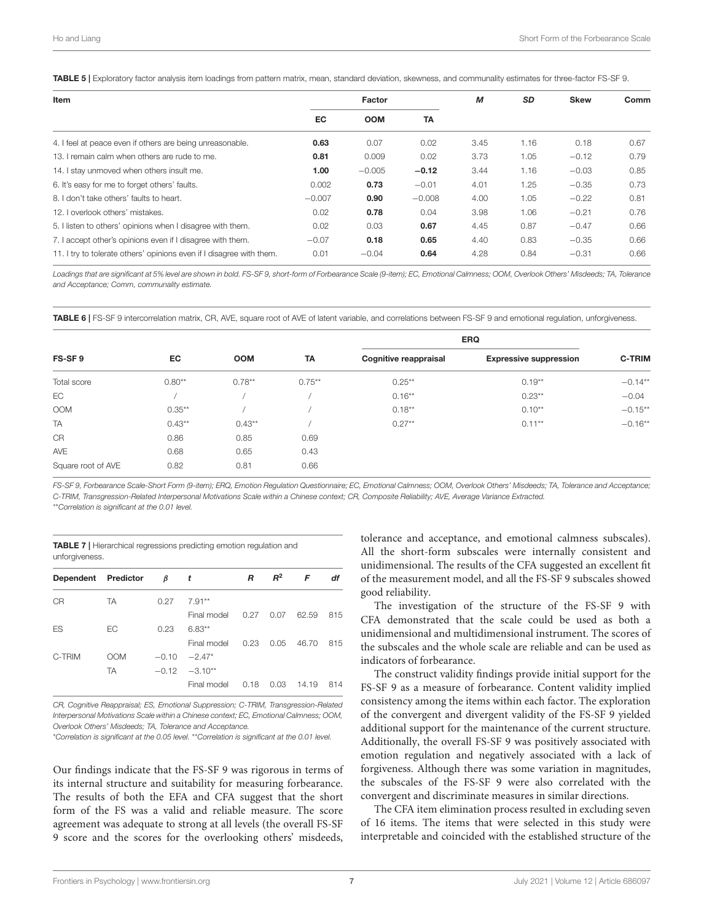**TABLE 5 |** Exploratory factor analysis item loadings from pattern matrix, mean, standard deviation, skewness, and communality estimates for three-factor FS-SF 9.

| Item | Factor | | | *M* | *SD* | Skew | Comm |
|---|---|---|---|---|---|---|---|
| | EC | OOM | TA | | | | |
| 4. I feel at peace even if others are being unreasonable. | **0.63** | 0.07 | 0.02 | 3.45 | 1.16 | 0.18 | 0.67 |
| 13. I remain calm when others are rude to me. | **0.81** | 0.009 | 0.02 | 3.73 | 1.05 | −0.12 | 0.79 |
| 14. I stay unmoved when others insult me. | **1.00** | −0.005 | **−0.12** | 3.44 | 1.16 | −0.03 | 0.85 |
| 6. It's easy for me to forget others' faults. | 0.002 | **0.73** | −0.01 | 4.01 | 1.25 | −0.35 | 0.73 |
| 8. I don't take others' faults to heart. | −0.007 | **0.90** | −0.008 | 4.00 | 1.05 | −0.22 | 0.81 |
| 12. I overlook others' mistakes. | 0.02 | **0.78** | 0.04 | 3.98 | 1.06 | −0.21 | 0.76 |
| 5. I listen to others' opinions when I disagree with them. | 0.02 | 0.03 | **0.67** | 4.45 | 0.87 | −0.47 | 0.66 |
| 7. I accept other's opinions even if I disagree with them. | −0.07 | 0.18 | **0.65** | 4.40 | 0.83 | −0.35 | 0.66 |
| 11. I try to tolerate others' opinions even if I disagree with them. | 0.01 | −0.04 | **0.64** | 4.28 | 0.84 | −0.31 | 0.66 |

*Loadings that are significant at 5% level are shown in bold. FS-SF 9, short-form of Forbearance Scale (9-item); EC, Emotional Calmness; OOM, Overlook Others' Misdeeds; TA, Tolerance and Acceptance; Comm, communality estimate.*

**TABLE 6 |** FS-SF 9 intercorrelation matrix, CR, AVE, square root of AVE of latent variable, and correlations between FS-SF 9 and emotional regulation, unforgiveness.

| FS-SF 9 | EC | OOM | TA | ERQ | | C-TRIM |
|---|---|---|---|---|---|---|
| | | | | Cognitive reappraisal | Expressive suppression | |
| Total score | 0.80** | 0.78** | 0.75** | 0.25** | 0.19** | −0.14** |
| EC | / | / | / | 0.16** | 0.23** | −0.04 |
| OOM | 0.35** | / | / | 0.18** | 0.10** | −0.15** |
| TA | 0.43** | 0.43** | / | 0.27** | 0.11** | −0.16** |
| CR | 0.86 | 0.85 | 0.69 | | | |
| AVE | 0.68 | 0.65 | 0.43 | | | |
| Square root of AVE | 0.82 | 0.81 | 0.66 | | | |

*FS-SF 9, Forbearance Scale-Short Form (9-item); ERQ, Emotion Regulation Questionnaire; EC, Emotional Calmness; OOM, Overlook Others' Misdeeds; TA, Tolerance and Acceptance; C-TRIM, Transgression-Related Interpersonal Motivations Scale within a Chinese context; CR, Composite Reliability; AVE, Average Variance Extracted.*
*\*\*Correlation is significant at the 0.01 level.*

**TABLE 7 |** Hierarchical regressions predicting emotion regulation and unforgiveness.

| Dependent | Predictor | $\beta$ | *t* | *R* | $R^2$ | *F* | *df* |
|---|---|---|---|---|---|---|---|
| CR | TA | 0.27 | 7.91** | | | | |
| | | | Final model | 0.27 | 0.07 | 62.59 | 815 |
| ES | EC | 0.23 | 6.83** | | | | |
| | | | Final model | 0.23 | 0.05 | 46.70 | 815 |
| C-TRIM | OOM | −0.10 | −2.47* | | | | |
| | TA | −0.12 | −3.10** | | | | |
| | | | Final model | 0.18 | 0.03 | 14.19 | 814 |

*CR, Cognitive Reappraisal; ES, Emotional Suppression; C-TRIM, Transgression-Related Interpersonal Motivations Scale within a Chinese context; EC, Emotional Calmness; OOM, Overlook Others' Misdeeds; TA, Tolerance and Acceptance.*
*\*Correlation is significant at the 0.05 level. \*\*Correlation is significant at the 0.01 level.*

Our findings indicate that the FS-SF 9 was rigorous in terms of its internal structure and suitability for measuring forbearance. The results of both the EFA and CFA suggest that the short form of the FS was a valid and reliable measure. The score agreement was adequate to strong at all levels (the overall FS-SF 9 score and the scores for the overlooking others' misdeeds, tolerance and acceptance, and emotional calmness subscales). All the short-form subscales were internally consistent and unidimensional. The results of the CFA suggested an excellent fit of the measurement model, and all the FS-SF 9 subscales showed good reliability.

The investigation of the structure of the FS-SF 9 with CFA demonstrated that the scale could be used as both a unidimensional and multidimensional instrument. The scores of the subscales and the whole scale are reliable and can be used as indicators of forbearance.

The construct validity findings provide initial support for the FS-SF 9 as a measure of forbearance. Content validity implied consistency among the items within each factor. The exploration of the convergent and divergent validity of the FS-SF 9 yielded additional support for the maintenance of the current structure. Additionally, the overall FS-SF 9 was positively associated with emotion regulation and negatively associated with a lack of forgiveness. Although there was some variation in magnitudes, the subscales of the FS-SF 9 were also correlated with the convergent and discriminate measures in similar directions.

The CFA item elimination process resulted in excluding seven of 16 items. The items that were selected in this study were interpretable and coincided with the established structure of the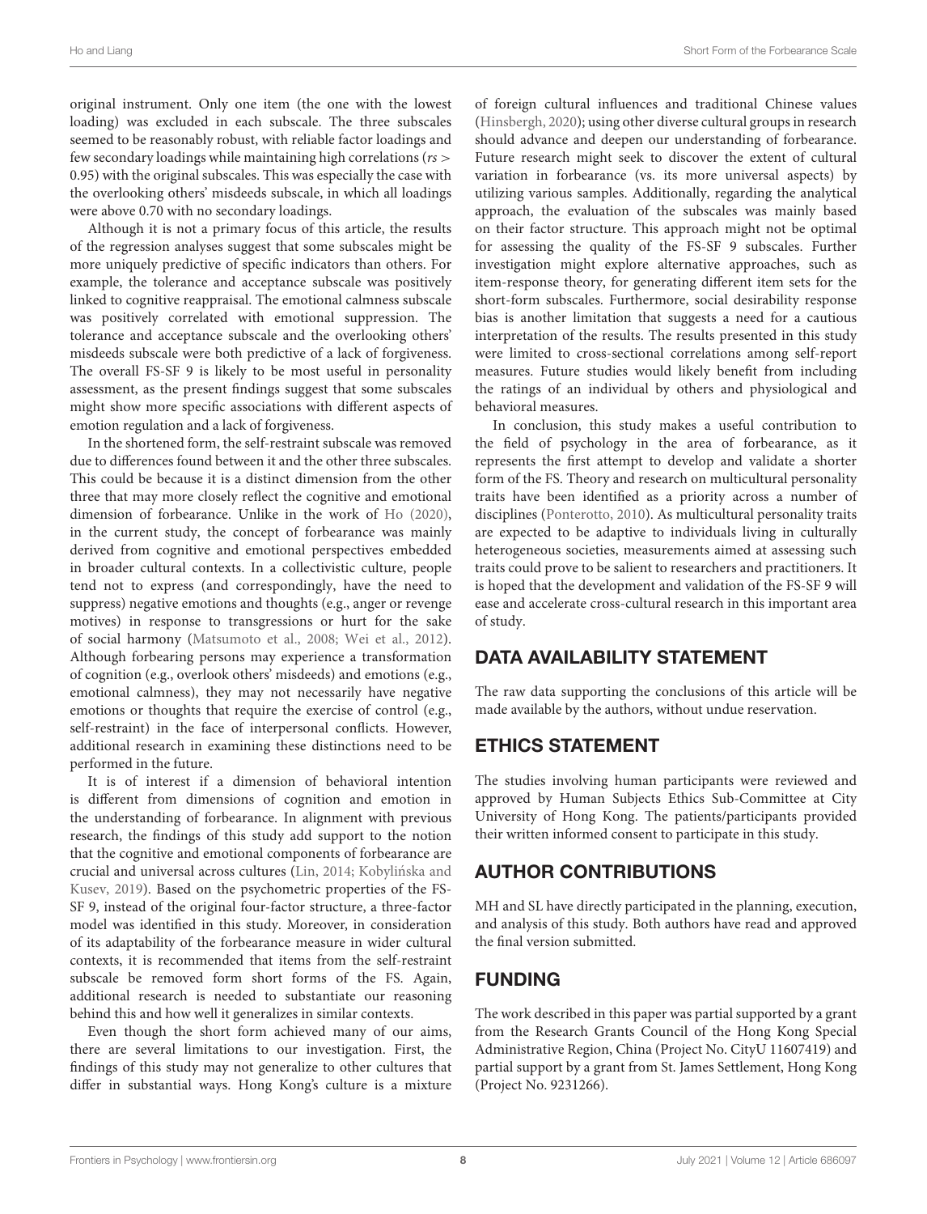original instrument. Only one item (the one with the lowest loading) was excluded in each subscale. The three subscales seemed to be reasonably robust, with reliable factor loadings and few secondary loadings while maintaining high correlations (*rs* > 0.95) with the original subscales. This was especially the case with the overlooking others' misdeeds subscale, in which all loadings were above 0.70 with no secondary loadings.

Although it is not a primary focus of this article, the results of the regression analyses suggest that some subscales might be more uniquely predictive of specific indicators than others. For example, the tolerance and acceptance subscale was positively linked to cognitive reappraisal. The emotional calmness subscale was positively correlated with emotional suppression. The tolerance and acceptance subscale and the overlooking others' misdeeds subscale were both predictive of a lack of forgiveness. The overall FS-SF 9 is likely to be most useful in personality assessment, as the present findings suggest that some subscales might show more specific associations with different aspects of emotion regulation and a lack of forgiveness.

In the shortened form, the self-restraint subscale was removed due to differences found between it and the other three subscales. This could be because it is a distinct dimension from the other three that may more closely reflect the cognitive and emotional dimension of forbearance. Unlike in the work of Ho (2020), in the current study, the concept of forbearance was mainly derived from cognitive and emotional perspectives embedded in broader cultural contexts. In a collectivistic culture, people tend not to express (and correspondingly, have the need to suppress) negative emotions and thoughts (e.g., anger or revenge motives) in response to transgressions or hurt for the sake of social harmony (Matsumoto et al., 2008; Wei et al., 2012). Although forbearing persons may experience a transformation of cognition (e.g., overlook others' misdeeds) and emotions (e.g., emotional calmness), they may not necessarily have negative emotions or thoughts that require the exercise of control (e.g., self-restraint) in the face of interpersonal conflicts. However, additional research in examining these distinctions need to be performed in the future.

It is of interest if a dimension of behavioral intention is different from dimensions of cognition and emotion in the understanding of forbearance. In alignment with previous research, the findings of this study add support to the notion that the cognitive and emotional components of forbearance are crucial and universal across cultures (Lin, 2014; Kobylińska and Kusev, 2019). Based on the psychometric properties of the FS-SF 9, instead of the original four-factor structure, a three-factor model was identified in this study. Moreover, in consideration of its adaptability of the forbearance measure in wider cultural contexts, it is recommended that items from the self-restraint subscale be removed form short forms of the FS. Again, additional research is needed to substantiate our reasoning behind this and how well it generalizes in similar contexts.

Even though the short form achieved many of our aims, there are several limitations to our investigation. First, the findings of this study may not generalize to other cultures that differ in substantial ways. Hong Kong's culture is a mixture of foreign cultural influences and traditional Chinese values (Hinsbergh, 2020); using other diverse cultural groups in research should advance and deepen our understanding of forbearance. Future research might seek to discover the extent of cultural variation in forbearance (vs. its more universal aspects) by utilizing various samples. Additionally, regarding the analytical approach, the evaluation of the subscales was mainly based on their factor structure. This approach might not be optimal for assessing the quality of the FS-SF 9 subscales. Further investigation might explore alternative approaches, such as item-response theory, for generating different item sets for the short-form subscales. Furthermore, social desirability response bias is another limitation that suggests a need for a cautious interpretation of the results. The results presented in this study were limited to cross-sectional correlations among self-report measures. Future studies would likely benefit from including the ratings of an individual by others and physiological and behavioral measures.

In conclusion, this study makes a useful contribution to the field of psychology in the area of forbearance, as it represents the first attempt to develop and validate a shorter form of the FS. Theory and research on multicultural personality traits have been identified as a priority across a number of disciplines (Ponterotto, 2010). As multicultural personality traits are expected to be adaptive to individuals living in culturally heterogeneous societies, measurements aimed at assessing such traits could prove to be salient to researchers and practitioners. It is hoped that the development and validation of the FS-SF 9 will ease and accelerate cross-cultural research in this important area of study.

## DATA AVAILABILITY STATEMENT

The raw data supporting the conclusions of this article will be made available by the authors, without undue reservation.

## ETHICS STATEMENT

The studies involving human participants were reviewed and approved by Human Subjects Ethics Sub-Committee at City University of Hong Kong. The patients/participants provided their written informed consent to participate in this study.

## AUTHOR CONTRIBUTIONS

MH and SL have directly participated in the planning, execution, and analysis of this study. Both authors have read and approved the final version submitted.

## FUNDING

The work described in this paper was partial supported by a grant from the Research Grants Council of the Hong Kong Special Administrative Region, China (Project No. CityU 11607419) and partial support by a grant from St. James Settlement, Hong Kong (Project No. 9231266).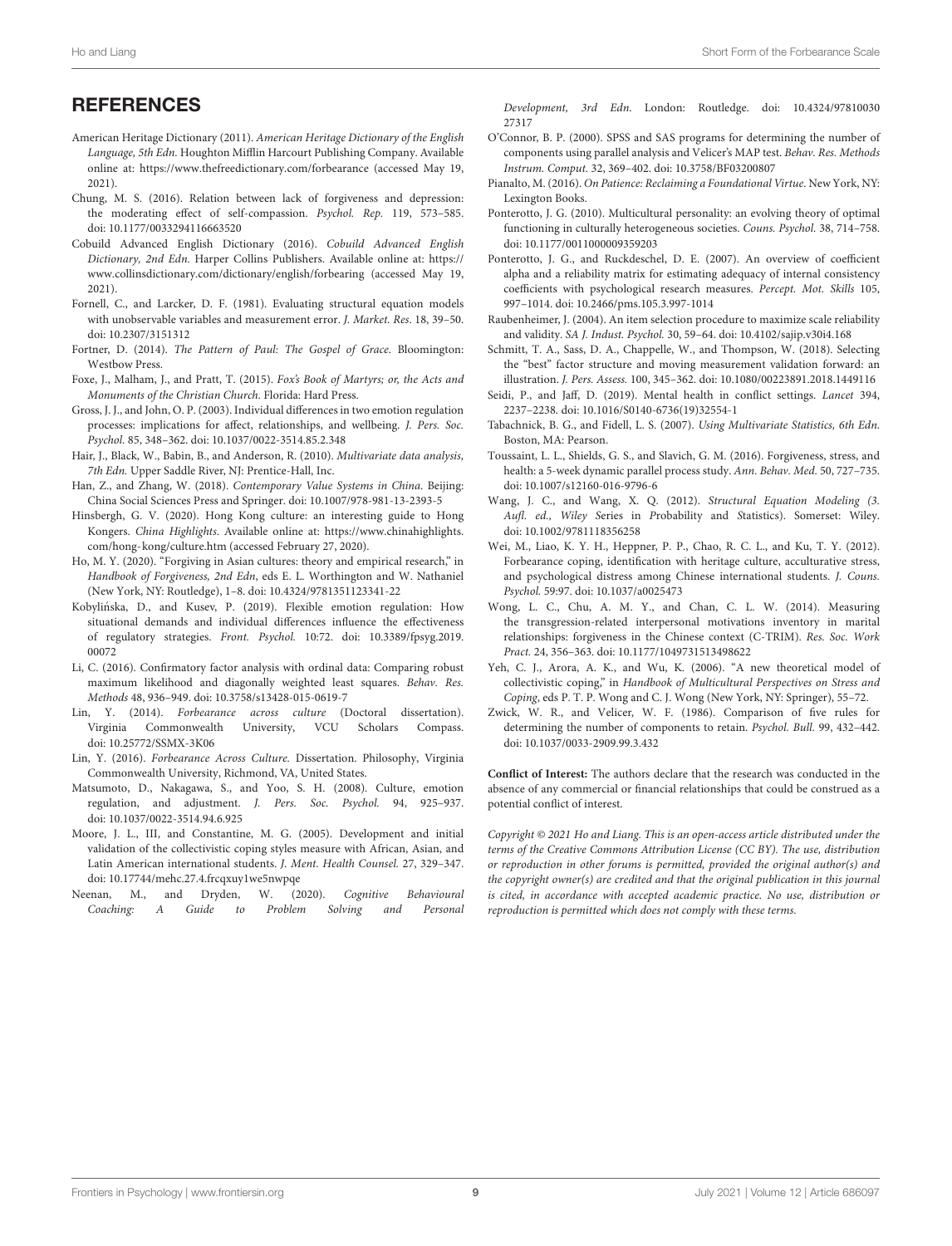## REFERENCES

American Heritage Dictionary (2011). *American Heritage Dictionary of the English Language, 5th Edn.* Houghton Mifflin Harcourt Publishing Company. Available online at: https://www.thefreedictionary.com/forbearance (accessed May 19, 2021).

Chung, M. S. (2016). Relation between lack of forgiveness and depression: the moderating effect of self-compassion. *Psychol. Rep.* 119, 573–585. doi: 10.1177/0033294116663520

Cobuild Advanced English Dictionary (2016). *Cobuild Advanced English Dictionary, 2nd Edn.* Harper Collins Publishers. Available online at: https://www.collinsdictionary.com/dictionary/english/forbearing (accessed May 19, 2021).

Fornell, C., and Larcker, D. F. (1981). Evaluating structural equation models with unobservable variables and measurement error. *J. Market. Res.* 18, 39–50. doi: 10.2307/3151312

Fortner, D. (2014). *The Pattern of Paul: The Gospel of Grace*. Bloomington: Westbow Press.

Foxe, J., Malham, J., and Pratt, T. (2015). *Fox's Book of Martyrs; or, the Acts and Monuments of the Christian Church.* Florida: Hard Press.

Gross, J. J., and John, O. P. (2003). Individual differences in two emotion regulation processes: implications for affect, relationships, and wellbeing. *J. Pers. Soc. Psychol.* 85, 348–362. doi: 10.1037/0022-3514.85.2.348

Hair, J., Black, W., Babin, B., and Anderson, R. (2010). *Multivariate data analysis, 7th Edn.* Upper Saddle River, NJ: Prentice-Hall, Inc.

Han, Z., and Zhang, W. (2018). *Contemporary Value Systems in China*. Beijing: China Social Sciences Press and Springer. doi: 10.1007/978-981-13-2393-5

Hinsbergh, G. V. (2020). Hong Kong culture: an interesting guide to Hong Kongers. *China Highlights*. Available online at: https://www.chinahighlights.com/hong-kong/culture.htm (accessed February 27, 2020).

Ho, M. Y. (2020). "Forgiving in Asian cultures: theory and empirical research," in *Handbook of Forgiveness, 2nd Edn*, eds E. L. Worthington and W. Nathaniel (New York, NY: Routledge), 1–8. doi: 10.4324/9781351123341-22

Kobylińska, D., and Kusev, P. (2019). Flexible emotion regulation: How situational demands and individual differences influence the effectiveness of regulatory strategies. *Front. Psychol.* 10:72. doi: 10.3389/fpsyg.2019.00072

Li, C. (2016). Confirmatory factor analysis with ordinal data: Comparing robust maximum likelihood and diagonally weighted least squares. *Behav. Res. Methods* 48, 936–949. doi: 10.3758/s13428-015-0619-7

Lin, Y. (2014). *Forbearance across culture* (Doctoral dissertation). Virginia Commonwealth University, VCU Scholars Compass. doi: 10.25772/SSMX-3K06

Lin, Y. (2016). *Forbearance Across Culture*. Dissertation. Philosophy, Virginia Commonwealth University, Richmond, VA, United States.

Matsumoto, D., Nakagawa, S., and Yoo, S. H. (2008). Culture, emotion regulation, and adjustment. *J. Pers. Soc. Psychol.* 94, 925–937. doi: 10.1037/0022-3514.94.6.925

Moore, J. L., III, and Constantine, M. G. (2005). Development and initial validation of the collectivistic coping styles measure with African, Asian, and Latin American international students. *J. Ment. Health Counsel.* 27, 329–347. doi: 10.17744/mehc.27.4.frcqxuy1we5nwpqe

Neenan, M., and Dryden, W. (2020). *Cognitive Behavioural Coaching: A Guide to Problem Solving and Personal Development, 3rd Edn*. London: Routledge. doi: 10.4324/9781003027317

O'Connor, B. P. (2000). SPSS and SAS programs for determining the number of components using parallel analysis and Velicer's MAP test. *Behav. Res. Methods Instrum. Comput.* 32, 369–402. doi: 10.3758/BF03200807

Pianalto, M. (2016). *On Patience: Reclaiming a Foundational Virtue*. New York, NY: Lexington Books.

Ponterotto, J. G. (2010). Multicultural personality: an evolving theory of optimal functioning in culturally heterogeneous societies. *Couns. Psychol.* 38, 714–758. doi: 10.1177/0011000009359203

Ponterotto, J. G., and Ruckdeschel, D. E. (2007). An overview of coefficient alpha and a reliability matrix for estimating adequacy of internal consistency coefficients with psychological research measures. *Percept. Mot. Skills* 105, 997–1014. doi: 10.2466/pms.105.3.997-1014

Raubenheimer, J. (2004). An item selection procedure to maximize scale reliability and validity. *SA J. Indust. Psychol.* 30, 59–64. doi: 10.4102/sajip.v30i4.168

Schmitt, T. A., Sass, D. A., Chappelle, W., and Thompson, W. (2018). Selecting the "best" factor structure and moving measurement validation forward: an illustration. *J. Pers. Assess.* 100, 345–362. doi: 10.1080/00223891.2018.1449116

Seidi, P., and Jaff, D. (2019). Mental health in conflict settings. *Lancet* 394, 2237–2238. doi: 10.1016/S0140-6736(19)32554-1

Tabachnick, B. G., and Fidell, L. S. (2007). *Using Multivariate Statistics, 6th Edn.* Boston, MA: Pearson.

Toussaint, L. L., Shields, G. S., and Slavich, G. M. (2016). Forgiveness, stress, and health: a 5-week dynamic parallel process study. *Ann. Behav. Med.* 50, 727–735. doi: 10.1007/s12160-016-9796-6

Wang, J. C., and Wang, X. Q. (2012). *Structural Equation Modeling (3. Aufl. ed., Wiley Series in Probability and Statistics)*. Somerset: Wiley. doi: 10.1002/9781118356258

Wei, M., Liao, K. Y. H., Heppner, P. P., Chao, R. C. L., and Ku, T. Y. (2012). Forbearance coping, identification with heritage culture, acculturative stress, and psychological distress among Chinese international students. *J. Couns. Psychol.* 59:97. doi: 10.1037/a0025473

Wong, L. C., Chu, A. M. Y., and Chan, C. L. W. (2014). Measuring the transgression-related interpersonal motivations inventory in marital relationships: forgiveness in the Chinese context (C-TRIM). *Res. Soc. Work Pract.* 24, 356–363. doi: 10.1177/1049731513498622

Yeh, C. J., Arora, A. K., and Wu, K. (2006). "A new theoretical model of collectivistic coping," in *Handbook of Multicultural Perspectives on Stress and Coping*, eds P. T. P. Wong and C. J. Wong (New York, NY: Springer), 55–72.

Zwick, W. R., and Velicer, W. F. (1986). Comparison of five rules for determining the number of components to retain. *Psychol. Bull.* 99, 432–442. doi: 10.1037/0033-2909.99.3.432

**Conflict of Interest:** The authors declare that the research was conducted in the absence of any commercial or financial relationships that could be construed as a potential conflict of interest.

*Copyright © 2021 Ho and Liang. This is an open-access article distributed under the terms of the Creative Commons Attribution License (CC BY). The use, distribution or reproduction in other forums is permitted, provided the original author(s) and the copyright owner(s) are credited and that the original publication in this journal is cited, in accordance with accepted academic practice. No use, distribution or reproduction is permitted which does not comply with these terms.*